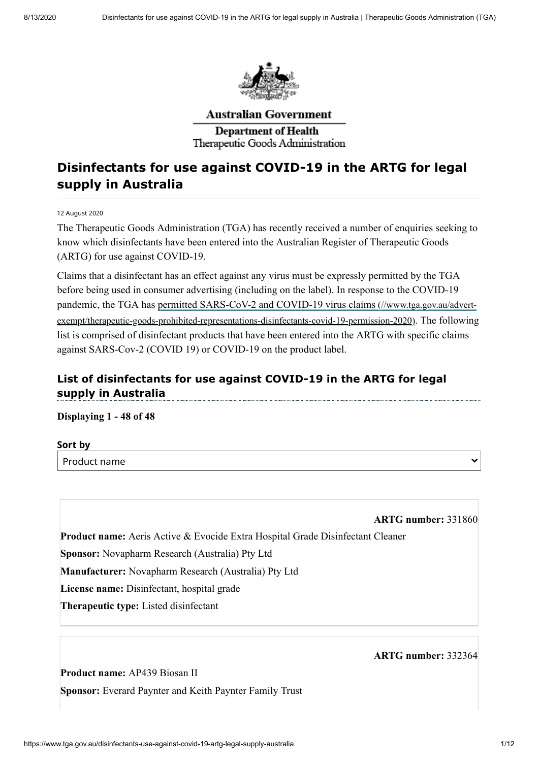**Australian Government**

**Department of Health**
Therapeutic Goods Administration

# Disinfectants for use against COVID-19 in the ARTG for legal supply in Australia

12 August 2020

The Therapeutic Goods Administration (TGA) has recently received a number of enquiries seeking to know which disinfectants have been entered into the Australian Register of Therapeutic Goods (ARTG) for use against COVID-19.

Claims that a disinfectant has an effect against any virus must be expressly permitted by the TGA before being used in consumer advertising (including on the label). In response to the COVID-19 pandemic, the TGA has permitted SARS-CoV-2 and COVID-19 virus claims (//www.tga.gov.au/advert-exempt/therapeutic-goods-prohibited-representations-disinfectants-covid-19-permission-2020). The following list is comprised of disinfectant products that have been entered into the ARTG with specific claims against SARS-Cov-2 (COVID 19) or COVID-19 on the product label.

## List of disinfectants for use against COVID-19 in the ARTG for legal supply in Australia

**Displaying 1 - 48 of 48**

**Sort by**

Product name

---

**ARTG number:** 331860

**Product name:** Aeris Active & Evocide Extra Hospital Grade Disinfectant Cleaner

**Sponsor:** Novapharm Research (Australia) Pty Ltd

**Manufacturer:** Novapharm Research (Australia) Pty Ltd

**License name:** Disinfectant, hospital grade

**Therapeutic type:** Listed disinfectant

---

**ARTG number:** 332364

**Product name:** AP439 Biosan II

**Sponsor:** Everard Paynter and Keith Paynter Family Trust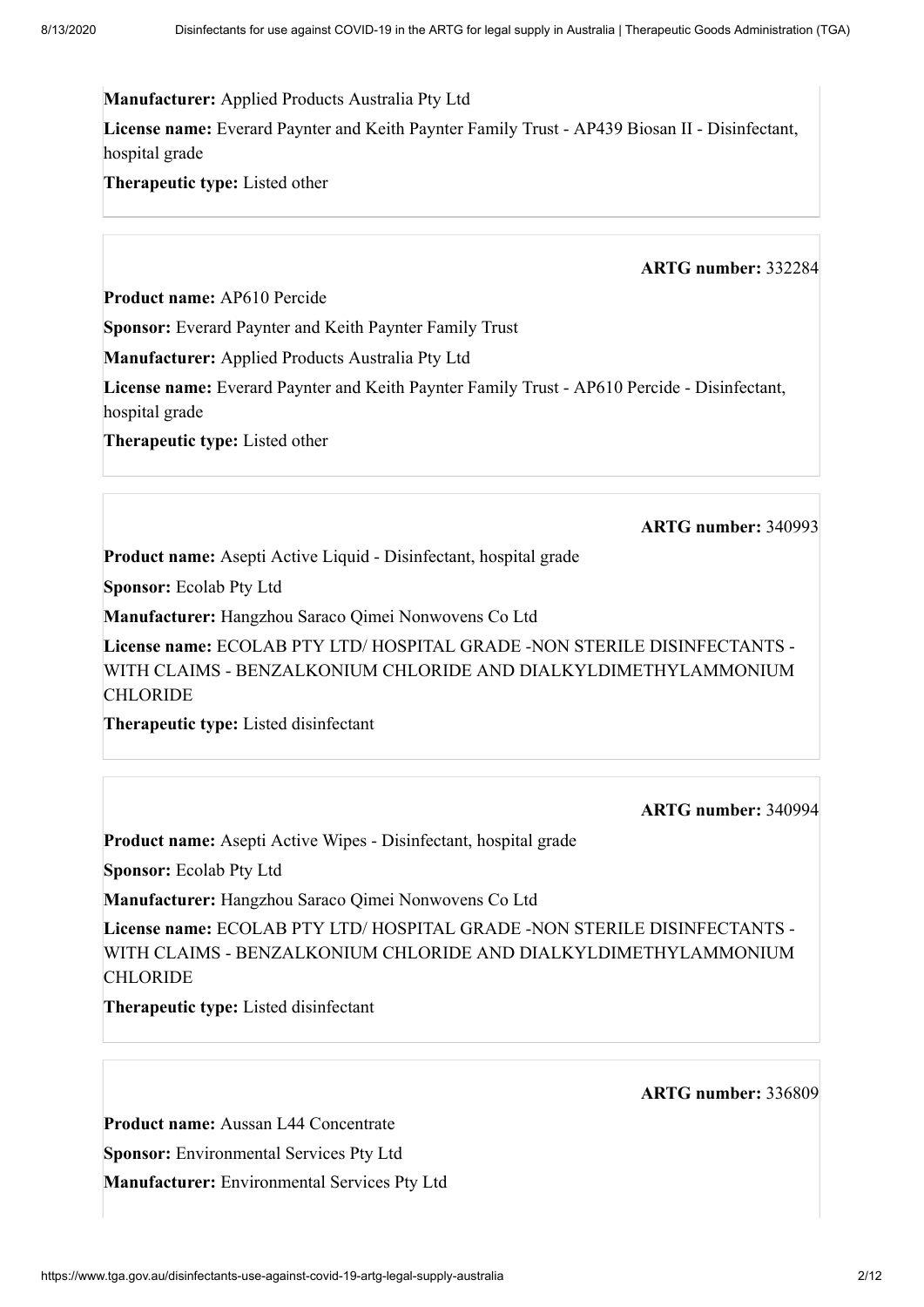**Manufacturer:** Applied Products Australia Pty Ltd

**License name:** Everard Paynter and Keith Paynter Family Trust - AP439 Biosan II - Disinfectant, hospital grade

**Therapeutic type:** Listed other

**ARTG number:** 332284

**Product name:** AP610 Percide

**Sponsor:** Everard Paynter and Keith Paynter Family Trust

**Manufacturer:** Applied Products Australia Pty Ltd

**License name:** Everard Paynter and Keith Paynter Family Trust - AP610 Percide - Disinfectant, hospital grade

**Therapeutic type:** Listed other

**ARTG number:** 340993

**Product name:** Asepti Active Liquid - Disinfectant, hospital grade

**Sponsor:** Ecolab Pty Ltd

**Manufacturer:** Hangzhou Saraco Qimei Nonwovens Co Ltd

**License name:** ECOLAB PTY LTD/ HOSPITAL GRADE -NON STERILE DISINFECTANTS - WITH CLAIMS - BENZALKONIUM CHLORIDE AND DIALKYLDIMETHYLAMMONIUM CHLORIDE

**Therapeutic type:** Listed disinfectant

**ARTG number:** 340994

**Product name:** Asepti Active Wipes - Disinfectant, hospital grade

**Sponsor:** Ecolab Pty Ltd

**Manufacturer:** Hangzhou Saraco Qimei Nonwovens Co Ltd

**License name:** ECOLAB PTY LTD/ HOSPITAL GRADE -NON STERILE DISINFECTANTS - WITH CLAIMS - BENZALKONIUM CHLORIDE AND DIALKYLDIMETHYLAMMONIUM CHLORIDE

**Therapeutic type:** Listed disinfectant

**ARTG number:** 336809

**Product name:** Aussan L44 Concentrate

**Sponsor:** Environmental Services Pty Ltd

**Manufacturer:** Environmental Services Pty Ltd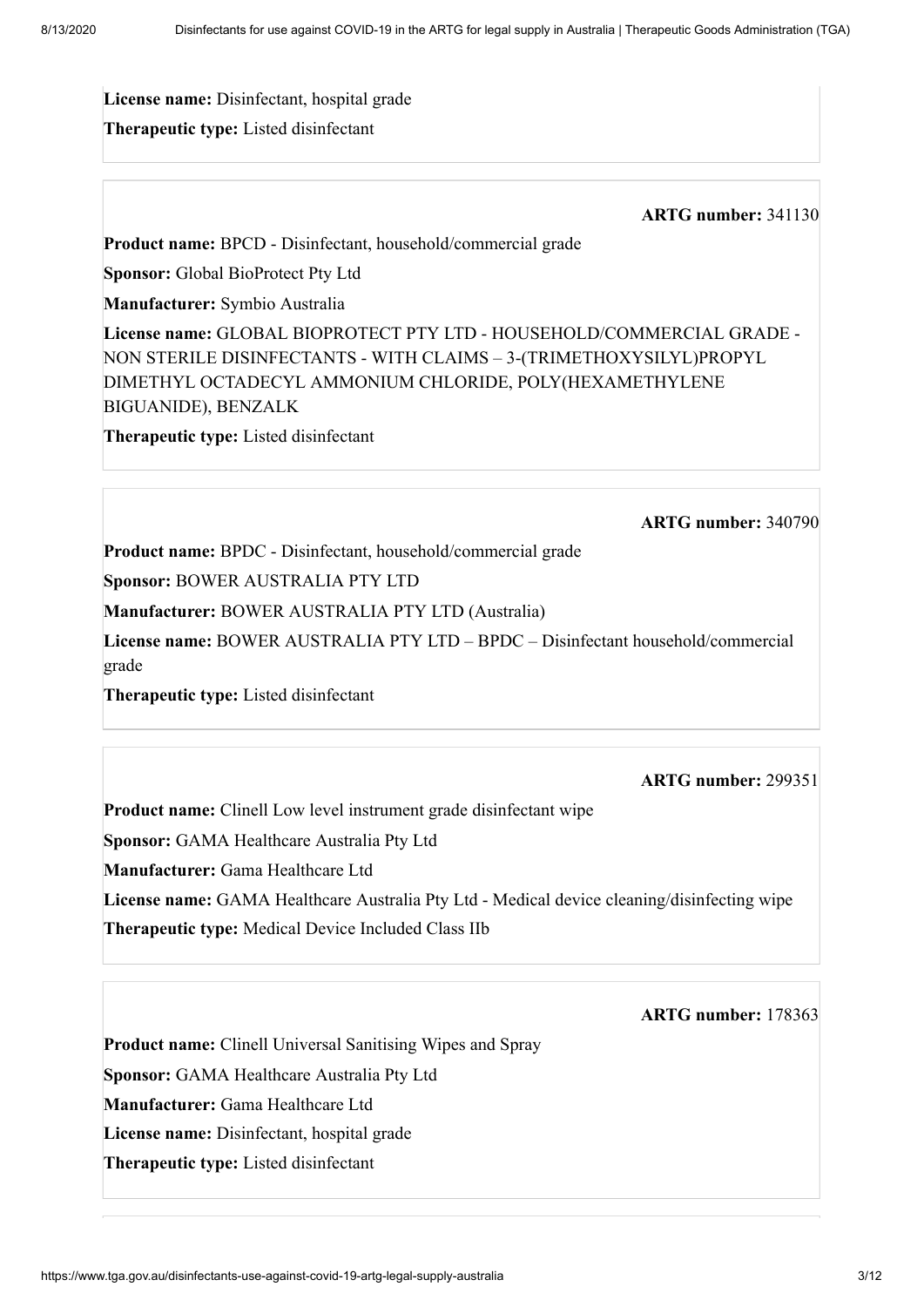**License name:** Disinfectant, hospital grade

**Therapeutic type:** Listed disinfectant

**ARTG number:** 341130

**Product name:** BPCD - Disinfectant, household/commercial grade

**Sponsor:** Global BioProtect Pty Ltd

**Manufacturer:** Symbio Australia

**License name:** GLOBAL BIOPROTECT PTY LTD - HOUSEHOLD/COMMERCIAL GRADE - NON STERILE DISINFECTANTS - WITH CLAIMS – 3-(TRIMETHOXYSILYL)PROPYL DIMETHYL OCTADECYL AMMONIUM CHLORIDE, POLY(HEXAMETHYLENE BIGUANIDE), BENZALK

**Therapeutic type:** Listed disinfectant

**ARTG number:** 340790

**Product name:** BPDC - Disinfectant, household/commercial grade

**Sponsor:** BOWER AUSTRALIA PTY LTD

**Manufacturer:** BOWER AUSTRALIA PTY LTD (Australia)

**License name:** BOWER AUSTRALIA PTY LTD – BPDC – Disinfectant household/commercial grade

**Therapeutic type:** Listed disinfectant

**ARTG number:** 299351

**Product name:** Clinell Low level instrument grade disinfectant wipe

**Sponsor:** GAMA Healthcare Australia Pty Ltd

**Manufacturer:** Gama Healthcare Ltd

**License name:** GAMA Healthcare Australia Pty Ltd - Medical device cleaning/disinfecting wipe

**Therapeutic type:** Medical Device Included Class IIb

**ARTG number:** 178363

**Product name:** Clinell Universal Sanitising Wipes and Spray

**Sponsor:** GAMA Healthcare Australia Pty Ltd

**Manufacturer:** Gama Healthcare Ltd

**License name:** Disinfectant, hospital grade

**Therapeutic type:** Listed disinfectant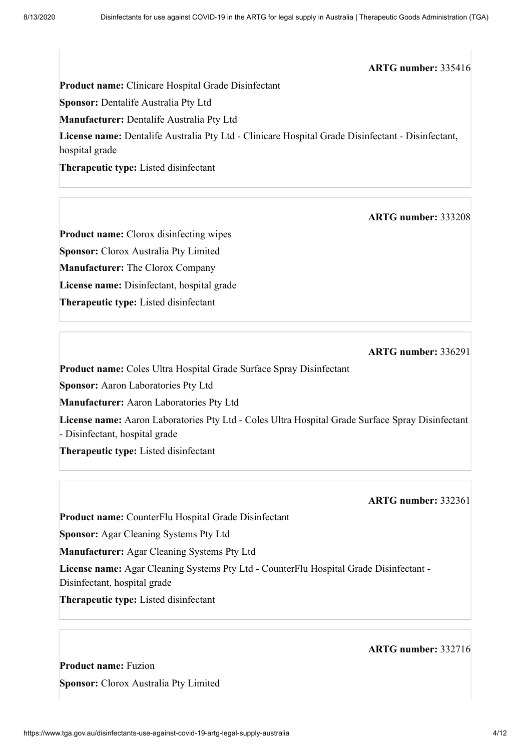**ARTG number:** 335416

**Product name:** Clinicare Hospital Grade Disinfectant

**Sponsor:** Dentalife Australia Pty Ltd

**Manufacturer:** Dentalife Australia Pty Ltd

**License name:** Dentalife Australia Pty Ltd - Clinicare Hospital Grade Disinfectant - Disinfectant, hospital grade

**Therapeutic type:** Listed disinfectant

**ARTG number:** 333208

**Product name:** Clorox disinfecting wipes

**Sponsor:** Clorox Australia Pty Limited

**Manufacturer:** The Clorox Company

**License name:** Disinfectant, hospital grade

**Therapeutic type:** Listed disinfectant

**ARTG number:** 336291

**Product name:** Coles Ultra Hospital Grade Surface Spray Disinfectant

**Sponsor:** Aaron Laboratories Pty Ltd

**Manufacturer:** Aaron Laboratories Pty Ltd

**License name:** Aaron Laboratories Pty Ltd - Coles Ultra Hospital Grade Surface Spray Disinfectant - Disinfectant, hospital grade

**Therapeutic type:** Listed disinfectant

**ARTG number:** 332361

**Product name:** CounterFlu Hospital Grade Disinfectant

**Sponsor:** Agar Cleaning Systems Pty Ltd

**Manufacturer:** Agar Cleaning Systems Pty Ltd

**License name:** Agar Cleaning Systems Pty Ltd - CounterFlu Hospital Grade Disinfectant - Disinfectant, hospital grade

**Therapeutic type:** Listed disinfectant

**ARTG number:** 332716

**Product name:** Fuzion

**Sponsor:** Clorox Australia Pty Limited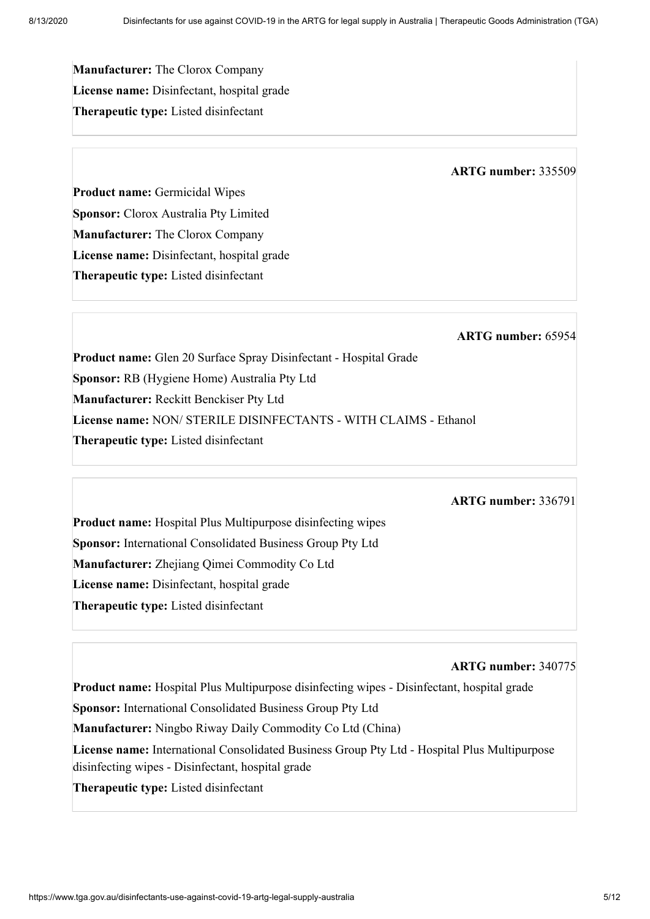**Manufacturer:** The Clorox Company

**License name:** Disinfectant, hospital grade

**Therapeutic type:** Listed disinfectant

---

**ARTG number:** 335509

**Product name:** Germicidal Wipes

**Sponsor:** Clorox Australia Pty Limited

**Manufacturer:** The Clorox Company

**License name:** Disinfectant, hospital grade

**Therapeutic type:** Listed disinfectant

---

**ARTG number:** 65954

**Product name:** Glen 20 Surface Spray Disinfectant - Hospital Grade

**Sponsor:** RB (Hygiene Home) Australia Pty Ltd

**Manufacturer:** Reckitt Benckiser Pty Ltd

**License name:** NON/ STERILE DISINFECTANTS - WITH CLAIMS - Ethanol

**Therapeutic type:** Listed disinfectant

---

**ARTG number:** 336791

**Product name:** Hospital Plus Multipurpose disinfecting wipes

**Sponsor:** International Consolidated Business Group Pty Ltd

**Manufacturer:** Zhejiang Qimei Commodity Co Ltd

**License name:** Disinfectant, hospital grade

**Therapeutic type:** Listed disinfectant

---

**ARTG number:** 340775

**Product name:** Hospital Plus Multipurpose disinfecting wipes - Disinfectant, hospital grade

**Sponsor:** International Consolidated Business Group Pty Ltd

**Manufacturer:** Ningbo Riway Daily Commodity Co Ltd (China)

**License name:** International Consolidated Business Group Pty Ltd - Hospital Plus Multipurpose disinfecting wipes - Disinfectant, hospital grade

**Therapeutic type:** Listed disinfectant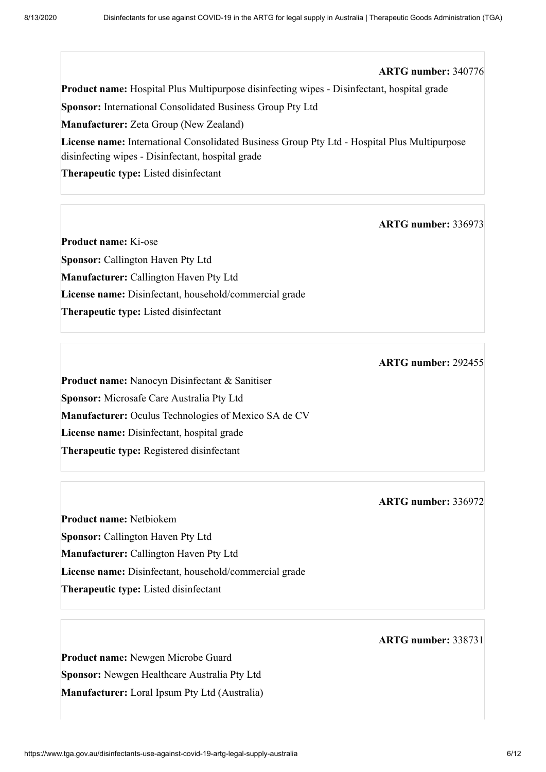**ARTG number:** 340776

**Product name:** Hospital Plus Multipurpose disinfecting wipes - Disinfectant, hospital grade

**Sponsor:** International Consolidated Business Group Pty Ltd

**Manufacturer:** Zeta Group (New Zealand)

**License name:** International Consolidated Business Group Pty Ltd - Hospital Plus Multipurpose disinfecting wipes - Disinfectant, hospital grade

**Therapeutic type:** Listed disinfectant

**ARTG number:** 336973

**Product name:** Ki-ose

**Sponsor:** Callington Haven Pty Ltd

**Manufacturer:** Callington Haven Pty Ltd

**License name:** Disinfectant, household/commercial grade

**Therapeutic type:** Listed disinfectant

**ARTG number:** 292455

**Product name:** Nanocyn Disinfectant & Sanitiser

**Sponsor:** Microsafe Care Australia Pty Ltd

**Manufacturer:** Oculus Technologies of Mexico SA de CV

**License name:** Disinfectant, hospital grade

**Therapeutic type:** Registered disinfectant

**ARTG number:** 336972

**Product name:** Netbiokem

**Sponsor:** Callington Haven Pty Ltd

**Manufacturer:** Callington Haven Pty Ltd

**License name:** Disinfectant, household/commercial grade

**Therapeutic type:** Listed disinfectant

**ARTG number:** 338731

**Product name:** Newgen Microbe Guard

**Sponsor:** Newgen Healthcare Australia Pty Ltd

**Manufacturer:** Loral Ipsum Pty Ltd (Australia)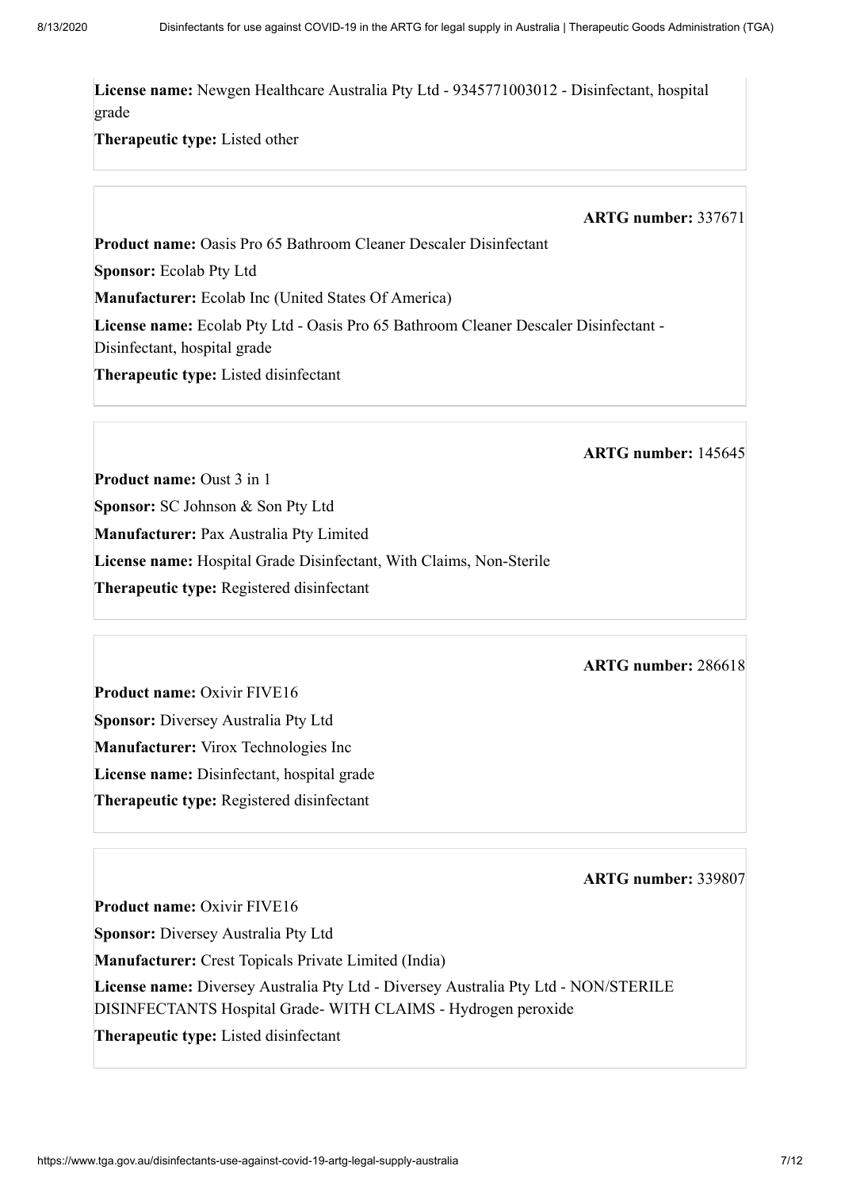**License name:** Newgen Healthcare Australia Pty Ltd - 9345771003012 - Disinfectant, hospital grade

**Therapeutic type:** Listed other

---

**ARTG number:** 337671

**Product name:** Oasis Pro 65 Bathroom Cleaner Descaler Disinfectant

**Sponsor:** Ecolab Pty Ltd

**Manufacturer:** Ecolab Inc (United States Of America)

**License name:** Ecolab Pty Ltd - Oasis Pro 65 Bathroom Cleaner Descaler Disinfectant - Disinfectant, hospital grade

**Therapeutic type:** Listed disinfectant

---

**ARTG number:** 145645

**Product name:** Oust 3 in 1

**Sponsor:** SC Johnson & Son Pty Ltd

**Manufacturer:** Pax Australia Pty Limited

**License name:** Hospital Grade Disinfectant, With Claims, Non-Sterile

**Therapeutic type:** Registered disinfectant

---

**ARTG number:** 286618

**Product name:** Oxivir FIVE16

**Sponsor:** Diversey Australia Pty Ltd

**Manufacturer:** Virox Technologies Inc

**License name:** Disinfectant, hospital grade

**Therapeutic type:** Registered disinfectant

---

**ARTG number:** 339807

**Product name:** Oxivir FIVE16

**Sponsor:** Diversey Australia Pty Ltd

**Manufacturer:** Crest Topicals Private Limited (India)

**License name:** Diversey Australia Pty Ltd - Diversey Australia Pty Ltd - NON/STERILE DISINFECTANTS Hospital Grade- WITH CLAIMS - Hydrogen peroxide

**Therapeutic type:** Listed disinfectant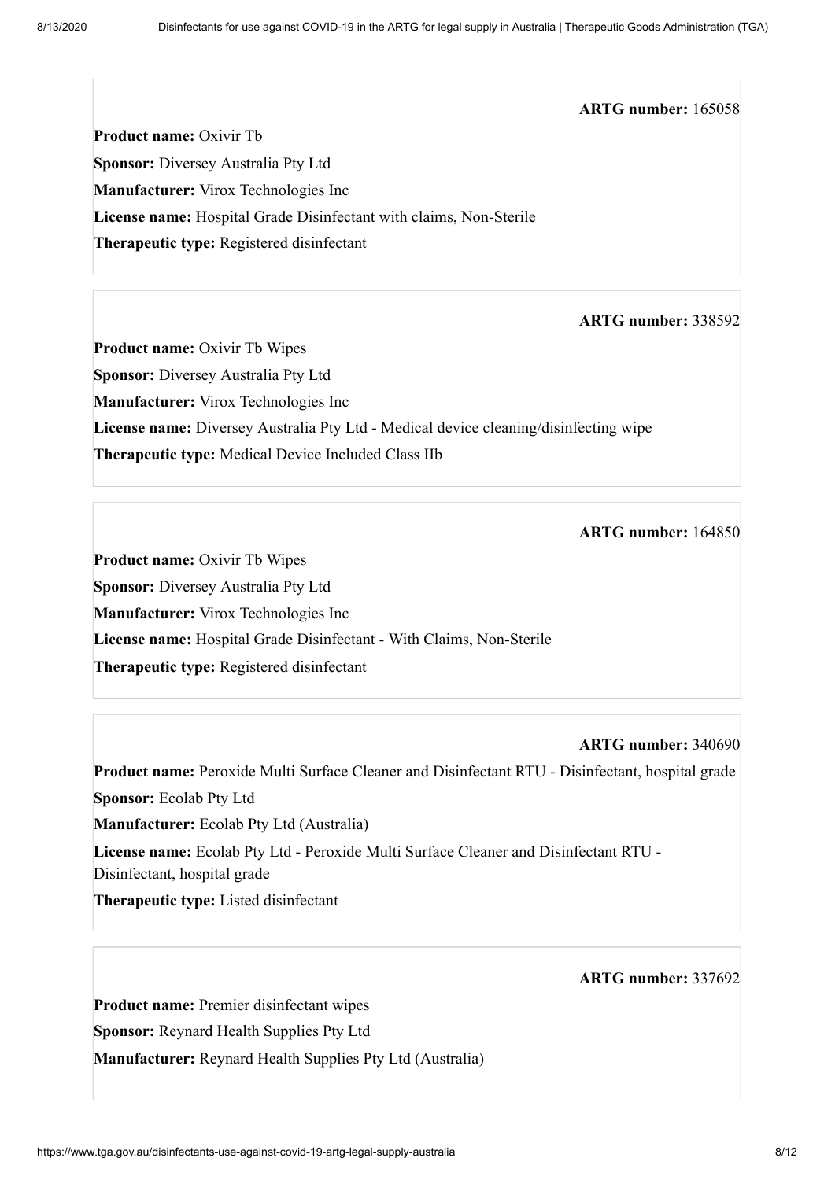**ARTG number:** 165058

**Product name:** Oxivir Tb
**Sponsor:** Diversey Australia Pty Ltd
**Manufacturer:** Virox Technologies Inc
**License name:** Hospital Grade Disinfectant with claims, Non-Sterile
**Therapeutic type:** Registered disinfectant

**ARTG number:** 338592

**Product name:** Oxivir Tb Wipes
**Sponsor:** Diversey Australia Pty Ltd
**Manufacturer:** Virox Technologies Inc
**License name:** Diversey Australia Pty Ltd - Medical device cleaning/disinfecting wipe
**Therapeutic type:** Medical Device Included Class IIb

**ARTG number:** 164850

**Product name:** Oxivir Tb Wipes
**Sponsor:** Diversey Australia Pty Ltd
**Manufacturer:** Virox Technologies Inc
**License name:** Hospital Grade Disinfectant - With Claims, Non-Sterile
**Therapeutic type:** Registered disinfectant

**ARTG number:** 340690

**Product name:** Peroxide Multi Surface Cleaner and Disinfectant RTU - Disinfectant, hospital grade
**Sponsor:** Ecolab Pty Ltd
**Manufacturer:** Ecolab Pty Ltd (Australia)
**License name:** Ecolab Pty Ltd - Peroxide Multi Surface Cleaner and Disinfectant RTU - Disinfectant, hospital grade
**Therapeutic type:** Listed disinfectant

**ARTG number:** 337692

**Product name:** Premier disinfectant wipes
**Sponsor:** Reynard Health Supplies Pty Ltd
**Manufacturer:** Reynard Health Supplies Pty Ltd (Australia)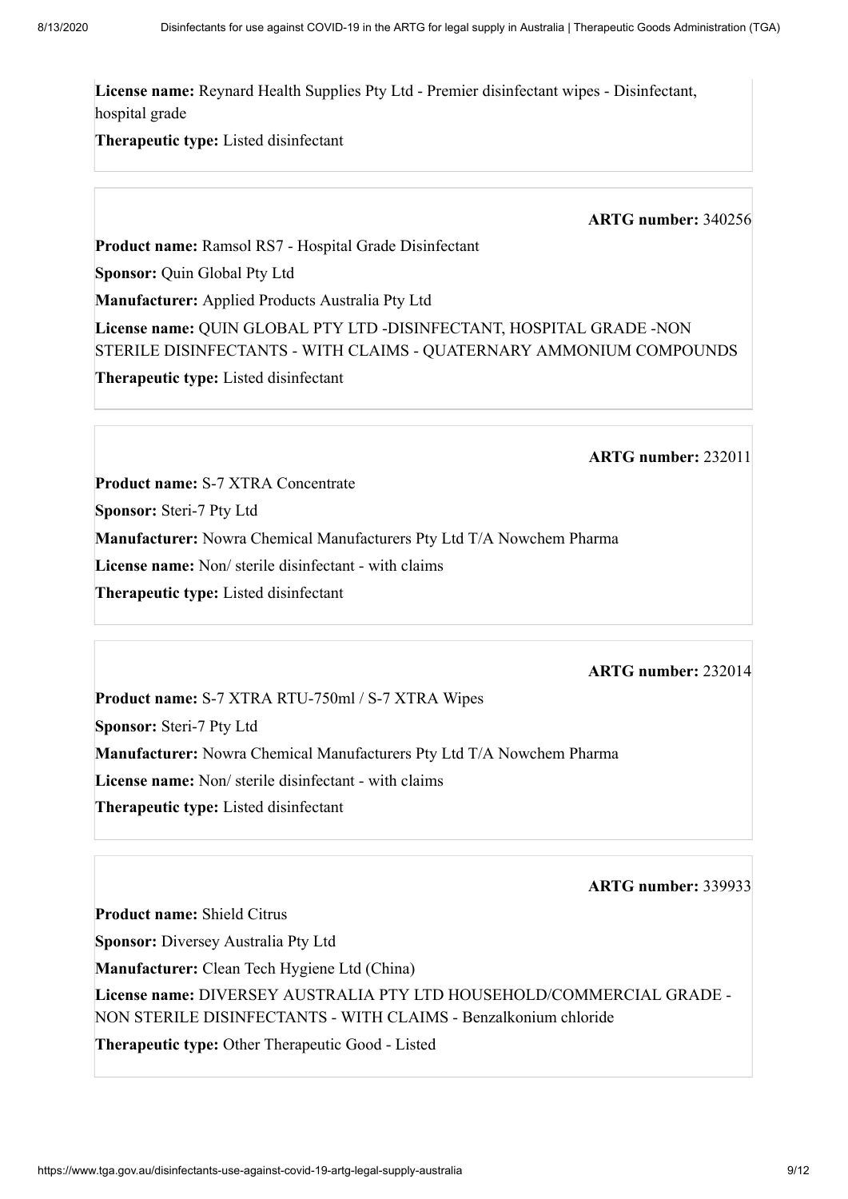**License name:** Reynard Health Supplies Pty Ltd - Premier disinfectant wipes - Disinfectant, hospital grade

**Therapeutic type:** Listed disinfectant

---

**ARTG number:** 340256

**Product name:** Ramsol RS7 - Hospital Grade Disinfectant

**Sponsor:** Quin Global Pty Ltd

**Manufacturer:** Applied Products Australia Pty Ltd

**License name:** QUIN GLOBAL PTY LTD -DISINFECTANT, HOSPITAL GRADE -NON STERILE DISINFECTANTS - WITH CLAIMS - QUATERNARY AMMONIUM COMPOUNDS

**Therapeutic type:** Listed disinfectant

---

**ARTG number:** 232011

**Product name:** S-7 XTRA Concentrate

**Sponsor:** Steri-7 Pty Ltd

**Manufacturer:** Nowra Chemical Manufacturers Pty Ltd T/A Nowchem Pharma

**License name:** Non/ sterile disinfectant - with claims

**Therapeutic type:** Listed disinfectant

---

**ARTG number:** 232014

**Product name:** S-7 XTRA RTU-750ml / S-7 XTRA Wipes

**Sponsor:** Steri-7 Pty Ltd

**Manufacturer:** Nowra Chemical Manufacturers Pty Ltd T/A Nowchem Pharma

**License name:** Non/ sterile disinfectant - with claims

**Therapeutic type:** Listed disinfectant

---

**ARTG number:** 339933

**Product name:** Shield Citrus

**Sponsor:** Diversey Australia Pty Ltd

**Manufacturer:** Clean Tech Hygiene Ltd (China)

**License name:** DIVERSEY AUSTRALIA PTY LTD HOUSEHOLD/COMMERCIAL GRADE - NON STERILE DISINFECTANTS - WITH CLAIMS - Benzalkonium chloride

**Therapeutic type:** Other Therapeutic Good - Listed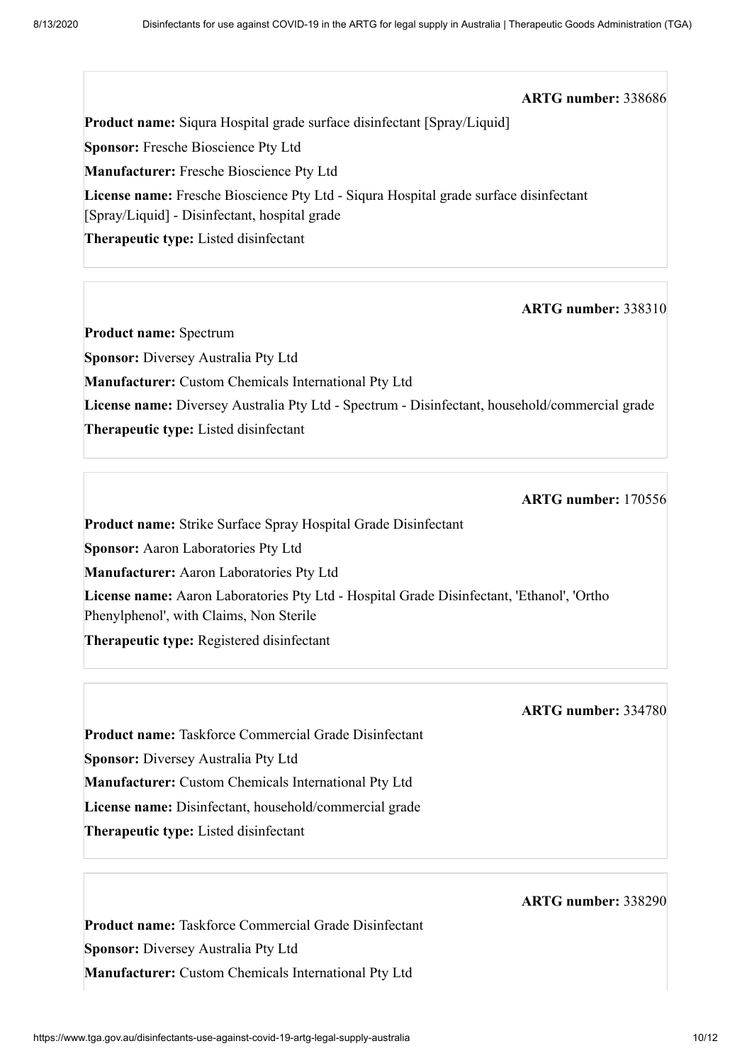**ARTG number:** 338686

**Product name:** Siqura Hospital grade surface disinfectant [Spray/Liquid]

**Sponsor:** Fresche Bioscience Pty Ltd

**Manufacturer:** Fresche Bioscience Pty Ltd

**License name:** Fresche Bioscience Pty Ltd - Siqura Hospital grade surface disinfectant [Spray/Liquid] - Disinfectant, hospital grade

**Therapeutic type:** Listed disinfectant

---

**ARTG number:** 338310

**Product name:** Spectrum

**Sponsor:** Diversey Australia Pty Ltd

**Manufacturer:** Custom Chemicals International Pty Ltd

**License name:** Diversey Australia Pty Ltd - Spectrum - Disinfectant, household/commercial grade

**Therapeutic type:** Listed disinfectant

---

**ARTG number:** 170556

**Product name:** Strike Surface Spray Hospital Grade Disinfectant

**Sponsor:** Aaron Laboratories Pty Ltd

**Manufacturer:** Aaron Laboratories Pty Ltd

**License name:** Aaron Laboratories Pty Ltd - Hospital Grade Disinfectant, 'Ethanol', 'Ortho Phenylphenol', with Claims, Non Sterile

**Therapeutic type:** Registered disinfectant

---

**ARTG number:** 334780

**Product name:** Taskforce Commercial Grade Disinfectant

**Sponsor:** Diversey Australia Pty Ltd

**Manufacturer:** Custom Chemicals International Pty Ltd

**License name:** Disinfectant, household/commercial grade

**Therapeutic type:** Listed disinfectant

---

**ARTG number:** 338290

**Product name:** Taskforce Commercial Grade Disinfectant

**Sponsor:** Diversey Australia Pty Ltd

**Manufacturer:** Custom Chemicals International Pty Ltd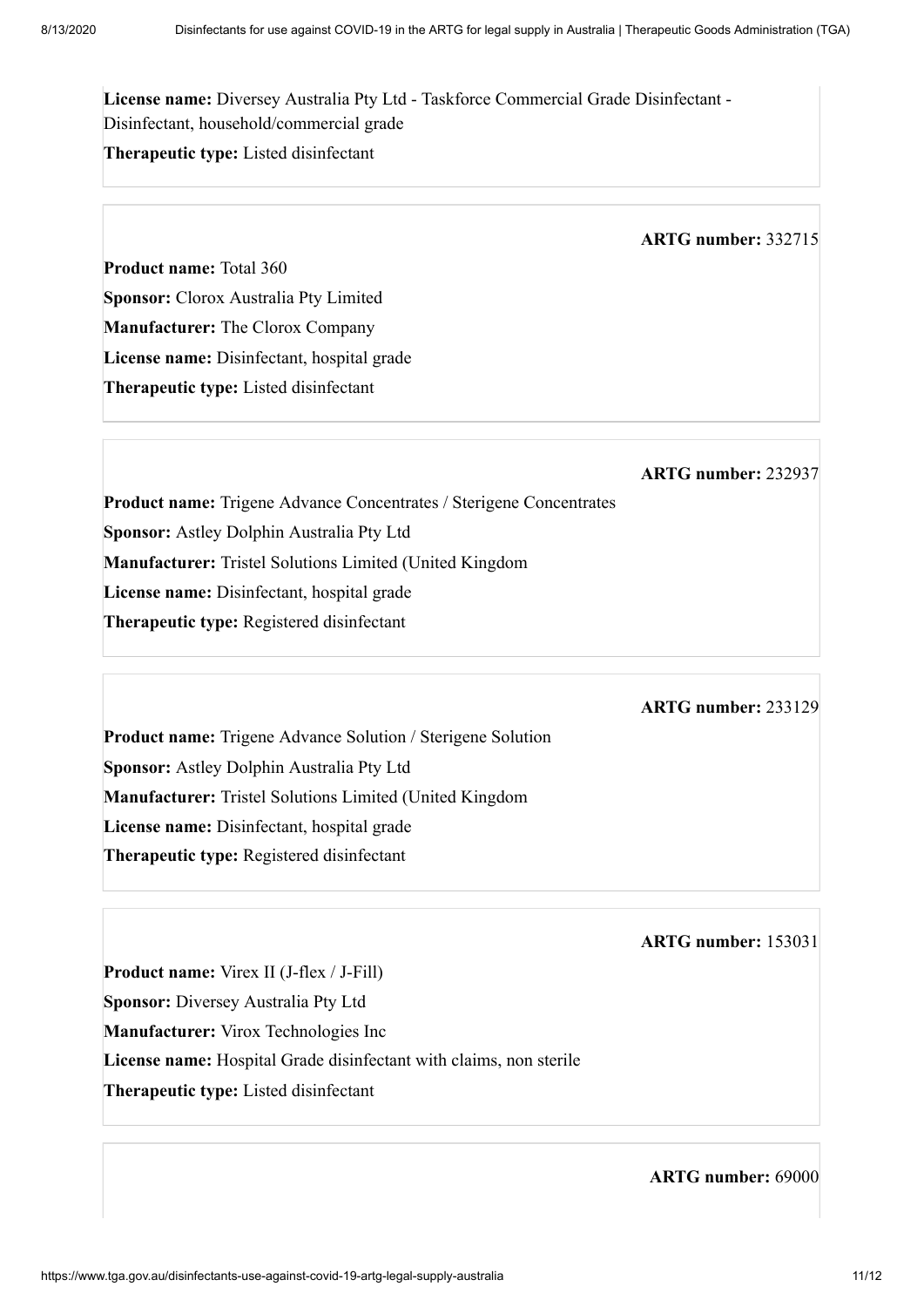**License name:** Diversey Australia Pty Ltd - Taskforce Commercial Grade Disinfectant - Disinfectant, household/commercial grade

**Therapeutic type:** Listed disinfectant

---

**ARTG number:** 332715

**Product name:** Total 360

**Sponsor:** Clorox Australia Pty Limited

**Manufacturer:** The Clorox Company

**License name:** Disinfectant, hospital grade

**Therapeutic type:** Listed disinfectant

---

**ARTG number:** 232937

**Product name:** Trigene Advance Concentrates / Sterigene Concentrates

**Sponsor:** Astley Dolphin Australia Pty Ltd

**Manufacturer:** Tristel Solutions Limited (United Kingdom

**License name:** Disinfectant, hospital grade

**Therapeutic type:** Registered disinfectant

---

**ARTG number:** 233129

**Product name:** Trigene Advance Solution / Sterigene Solution

**Sponsor:** Astley Dolphin Australia Pty Ltd

**Manufacturer:** Tristel Solutions Limited (United Kingdom

**License name:** Disinfectant, hospital grade

**Therapeutic type:** Registered disinfectant

---

**ARTG number:** 153031

**Product name:** Virex II (J-flex / J-Fill)

**Sponsor:** Diversey Australia Pty Ltd

**Manufacturer:** Virox Technologies Inc

**License name:** Hospital Grade disinfectant with claims, non sterile

**Therapeutic type:** Listed disinfectant

---

**ARTG number:** 69000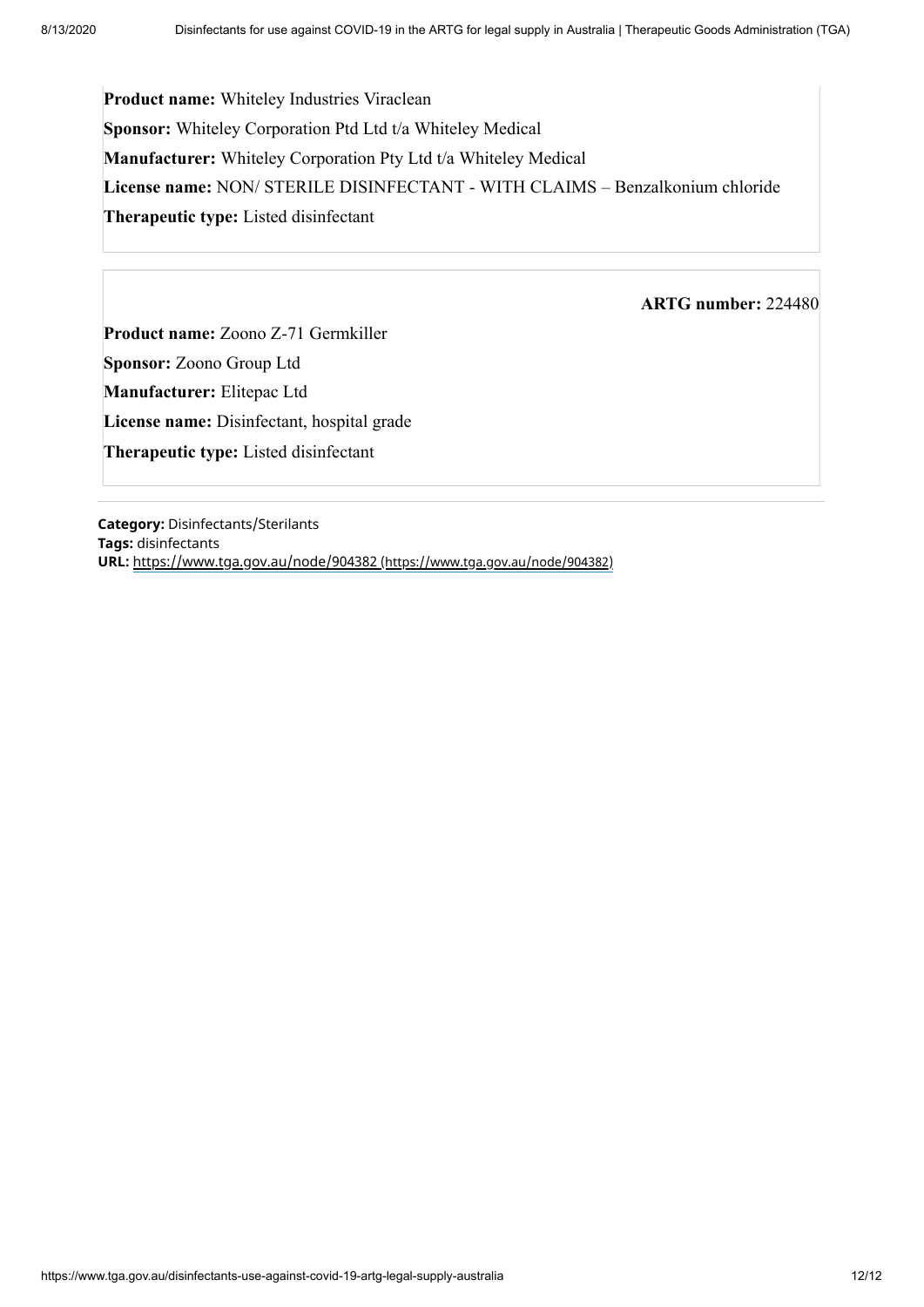**Product name:** Whiteley Industries Viraclean

**Sponsor:** Whiteley Corporation Ptd Ltd t/a Whiteley Medical

**Manufacturer:** Whiteley Corporation Pty Ltd t/a Whiteley Medical

**License name:** NON/ STERILE DISINFECTANT - WITH CLAIMS – Benzalkonium chloride

**Therapeutic type:** Listed disinfectant

**ARTG number:** 224480

**Product name:** Zoono Z-71 Germkiller

**Sponsor:** Zoono Group Ltd

**Manufacturer:** Elitepac Ltd

**License name:** Disinfectant, hospital grade

**Therapeutic type:** Listed disinfectant

---

**Category:** Disinfectants/Sterilants
**Tags:** disinfectants
**URL:** https://www.tga.gov.au/node/904382 (https://www.tga.gov.au/node/904382)